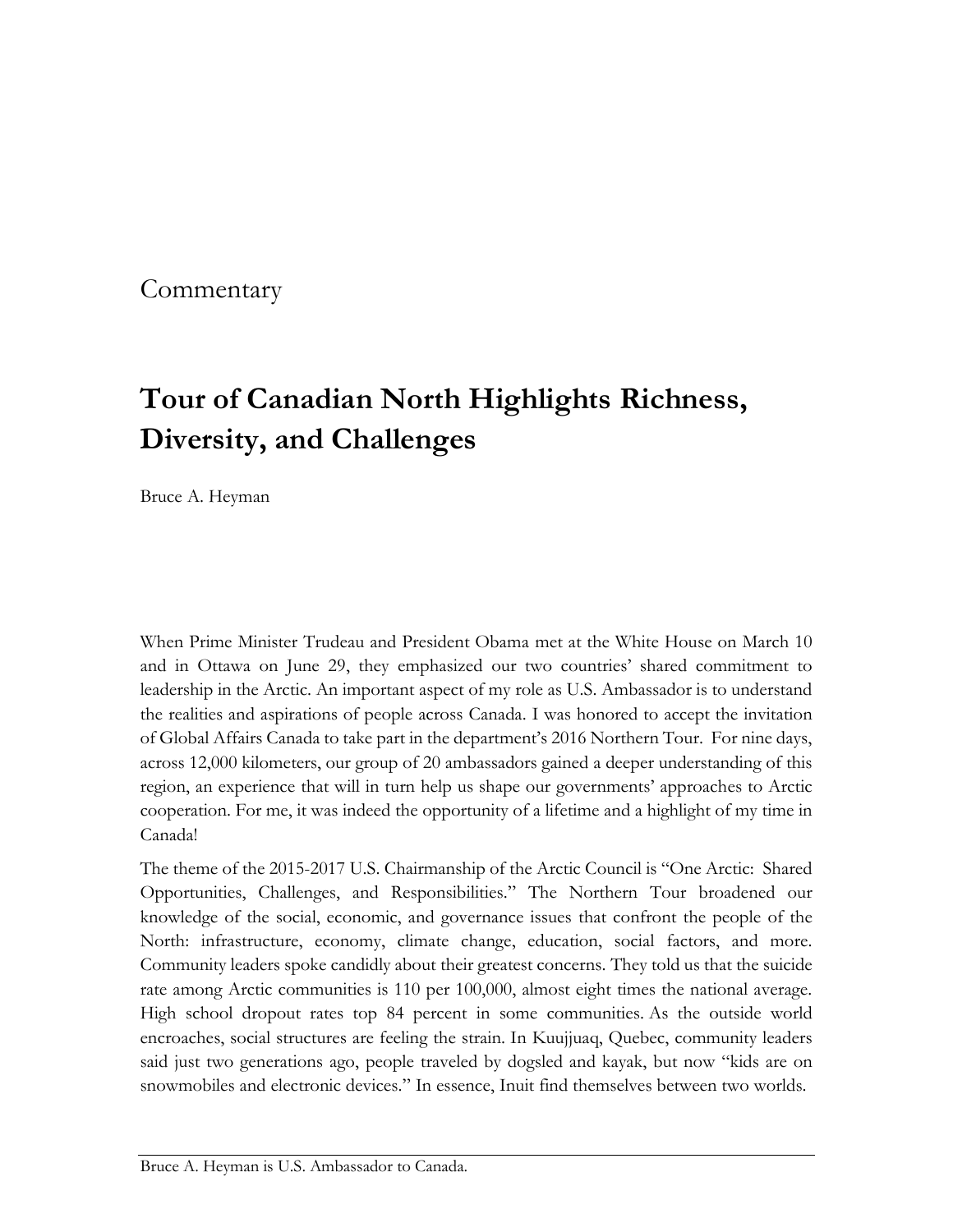Commentary

# Tour of Canadian North Highlights Richness, Diversity, and Challenges

Bruce A. Heyman

When Prime Minister Trudeau and President Obama met at the White House on March 10 and in Ottawa on June 29, they emphasized our two countries' shared commitment to leadership in the Arctic. An important aspect of my role as U.S. Ambassador is to understand the realities and aspirations of people across Canada. I was honored to accept the invitation of Global Affairs Canada to take part in the department's 2016 Northern Tour. For nine days, across 12,000 kilometers, our group of 20 ambassadors gained a deeper understanding of this region, an experience that will in turn help us shape our governments' approaches to Arctic cooperation. For me, it was indeed the opportunity of a lifetime and a highlight of my time in Canada!

The theme of the 2015-2017 U.S. Chairmanship of the Arctic Council is "One Arctic: Shared Opportunities, Challenges, and Responsibilities." The Northern Tour broadened our knowledge of the social, economic, and governance issues that confront the people of the North: infrastructure, economy, climate change, education, social factors, and more. Community leaders spoke candidly about their greatest concerns. They told us that the suicide rate among Arctic communities is 110 per 100,000, almost eight times the national average. High school dropout rates top 84 percent in some communities. As the outside world encroaches, social structures are feeling the strain. In Kuujjuaq, Quebec, community leaders said just two generations ago, people traveled by dogsled and kayak, but now "kids are on snowmobiles and electronic devices." In essence, Inuit find themselves between two worlds.

Bruce A. Heyman is U.S. Ambassador to Canada.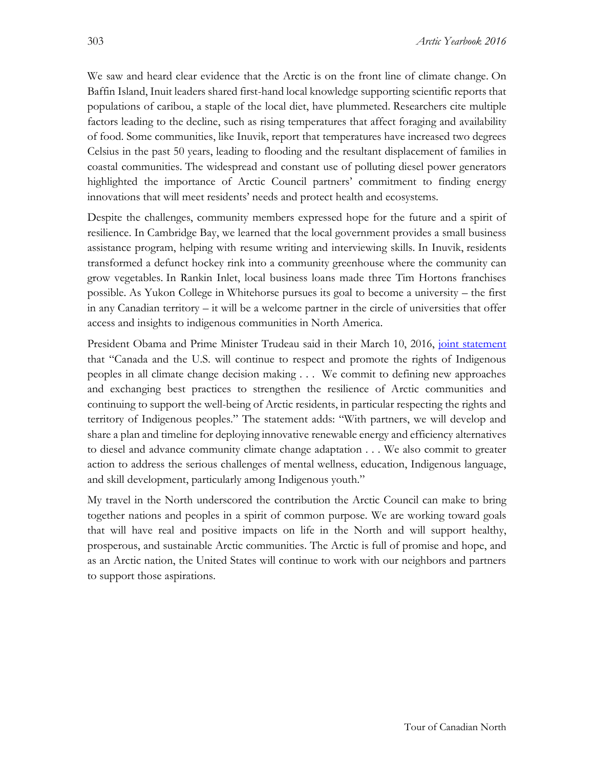We saw and heard clear evidence that the Arctic is on the front line of climate change. On Baffin Island, Inuit leaders shared first-hand local knowledge supporting scientific reports that populations of caribou, a staple of the local diet, have plummeted. Researchers cite multiple factors leading to the decline, such as rising temperatures that affect foraging and availability of food. Some communities, like Inuvik, report that temperatures have increased two degrees Celsius in the past 50 years, leading to flooding and the resultant displacement of families in coastal communities. The widespread and constant use of polluting diesel power generators highlighted the importance of Arctic Council partners' commitment to finding energy innovations that will meet residents' needs and protect health and ecosystems.

Despite the challenges, community members expressed hope for the future and a spirit of resilience. In Cambridge Bay, we learned that the local government provides a small business assistance program, helping with resume writing and interviewing skills. In Inuvik, residents transformed a defunct hockey rink into a community greenhouse where the community can grow vegetables. In Rankin Inlet, local business loans made three Tim Hortons franchises possible. As Yukon College in Whitehorse pursues its goal to become a university – the first in any Canadian territory – it will be a welcome partner in the circle of universities that offer access and insights to indigenous communities in North America.

President Obama and Prime Minister Trudeau said in their March 10, 2016, joint statement that "Canada and the U.S. will continue to respect and promote the rights of Indigenous peoples in all climate change decision making . . . We commit to defining new approaches and exchanging best practices to strengthen the resilience of Arctic communities and continuing to support the well-being of Arctic residents, in particular respecting the rights and territory of Indigenous peoples." The statement adds: "With partners, we will develop and share a plan and timeline for deploying innovative renewable energy and efficiency alternatives to diesel and advance community climate change adaptation . . . We also commit to greater action to address the serious challenges of mental wellness, education, Indigenous language, and skill development, particularly among Indigenous youth."

My travel in the North underscored the contribution the Arctic Council can make to bring together nations and peoples in a spirit of common purpose. We are working toward goals that will have real and positive impacts on life in the North and will support healthy, prosperous, and sustainable Arctic communities. The Arctic is full of promise and hope, and as an Arctic nation, the United States will continue to work with our neighbors and partners to support those aspirations.